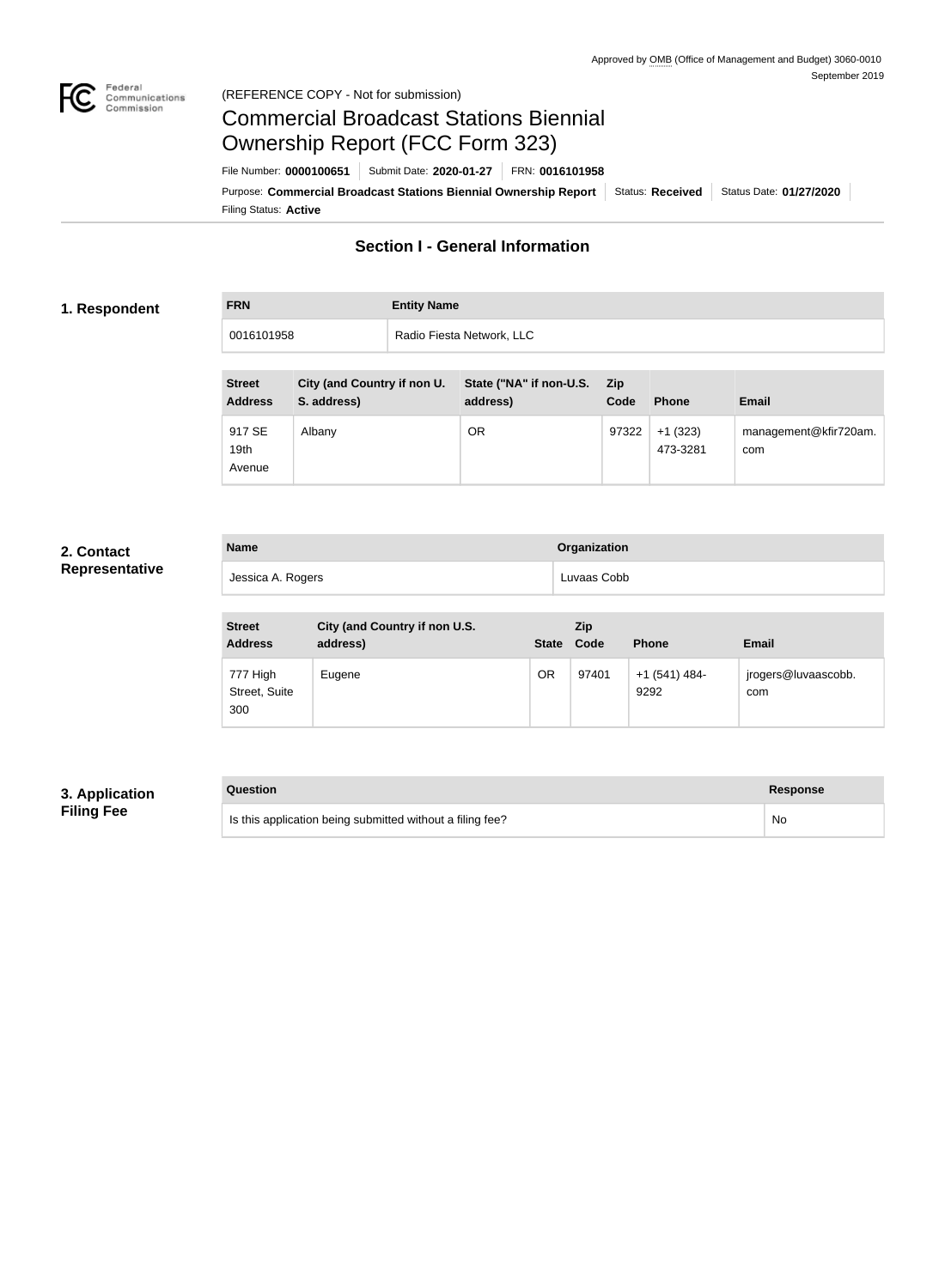Approved by OMB (Office of Management and Budget) 3060-0010
September 2019

(REFERENCE COPY - Not for submission)

# Commercial Broadcast Stations Biennial Ownership Report (FCC Form 323)

File Number: **0000100651** | Submit Date: **2020-01-27** | FRN: **0016101958**

Purpose: **Commercial Broadcast Stations Biennial Ownership Report** | Status: **Received** | Status Date: **01/27/2020**

Filing Status: **Active**

## Section I - General Information

### 1. Respondent

| FRN | Entity Name |
|---|---|
| 0016101958 | Radio Fiesta Network, LLC |

| Street Address | City (and Country if non U. S. address) | State ("NA" if non-U.S. address) | Zip Code | Phone | Email |
|---|---|---|---|---|---|
| 917 SE 19th Avenue | Albany | OR | 97322 | +1 (323) 473-3281 | management@kfir720am.com |

### 2. Contact Representative

| Name | Organization |
|---|---|
| Jessica A. Rogers | Luvaas Cobb |

| Street Address | City (and Country if non U.S. address) | State | Zip Code | Phone | Email |
|---|---|---|---|---|---|
| 777 High Street, Suite 300 | Eugene | OR | 97401 | +1 (541) 484-9292 | jrogers@luvaascobb.com |

### 3. Application Filing Fee

| Question | Response |
|---|---|
| Is this application being submitted without a filing fee? | No |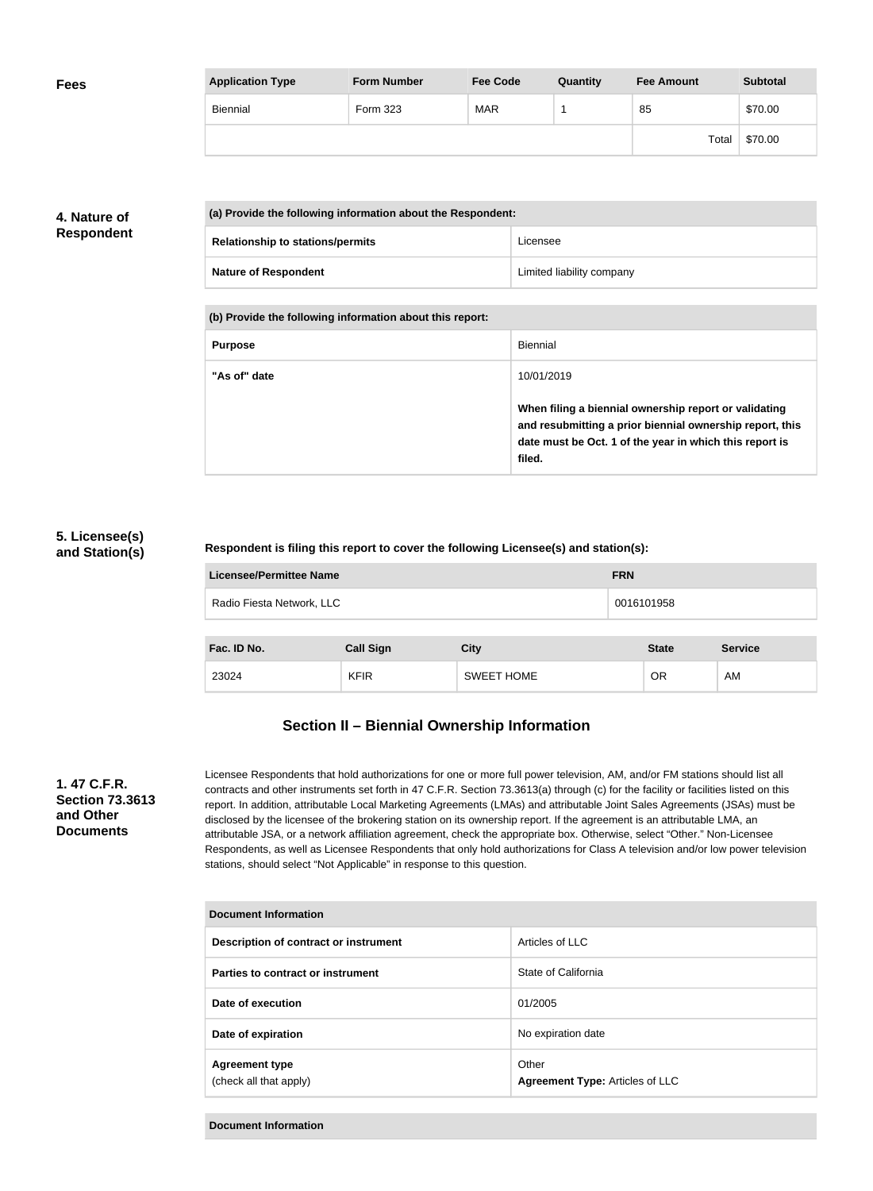## Fees

| Application Type | Form Number | Fee Code | Quantity | Fee Amount | Subtotal |
|---|---|---|---|---|---|
| Biennial | Form 323 | MAR | 1 | 85 | $70.00 |
| | | | | Total | $70.00 |

## 4. Nature of Respondent

| (a) Provide the following information about the Respondent: | |
|---|---|
| **Relationship to stations/permits** | Licensee |
| **Nature of Respondent** | Limited liability company |

| (b) Provide the following information about this report: | |
|---|---|
| **Purpose** | Biennial |
| **"As of" date** | 10/01/2019<br><br>**When filing a biennial ownership report or validating and resubmitting a prior biennial ownership report, this date must be Oct. 1 of the year in which this report is filed.** |

## 5. Licensee(s) and Station(s)

**Respondent is filing this report to cover the following Licensee(s) and station(s):**

| Licensee/Permittee Name | FRN |
|---|---|
| Radio Fiesta Network, LLC | 0016101958 |

| Fac. ID No. | Call Sign | City | State | Service |
|---|---|---|---|---|
| 23024 | KFIR | SWEET HOME | OR | AM |

# Section II – Biennial Ownership Information

## 1. 47 C.F.R. Section 73.3613 and Other Documents

Licensee Respondents that hold authorizations for one or more full power television, AM, and/or FM stations should list all contracts and other instruments set forth in 47 C.F.R. Section 73.3613(a) through (c) for the facility or facilities listed on this report. In addition, attributable Local Marketing Agreements (LMAs) and attributable Joint Sales Agreements (JSAs) must be disclosed by the licensee of the brokering station on its ownership report. If the agreement is an attributable LMA, an attributable JSA, or a network affiliation agreement, check the appropriate box. Otherwise, select "Other." Non-Licensee Respondents, as well as Licensee Respondents that only hold authorizations for Class A television and/or low power television stations, should select "Not Applicable" in response to this question.

| Document Information | |
|---|---|
| **Description of contract or instrument** | Articles of LLC |
| **Parties to contract or instrument** | State of California |
| **Date of execution** | 01/2005 |
| **Date of expiration** | No expiration date |
| **Agreement type**<br>(check all that apply) | Other<br>**Agreement Type:** Articles of LLC |

| Document Information |
|---|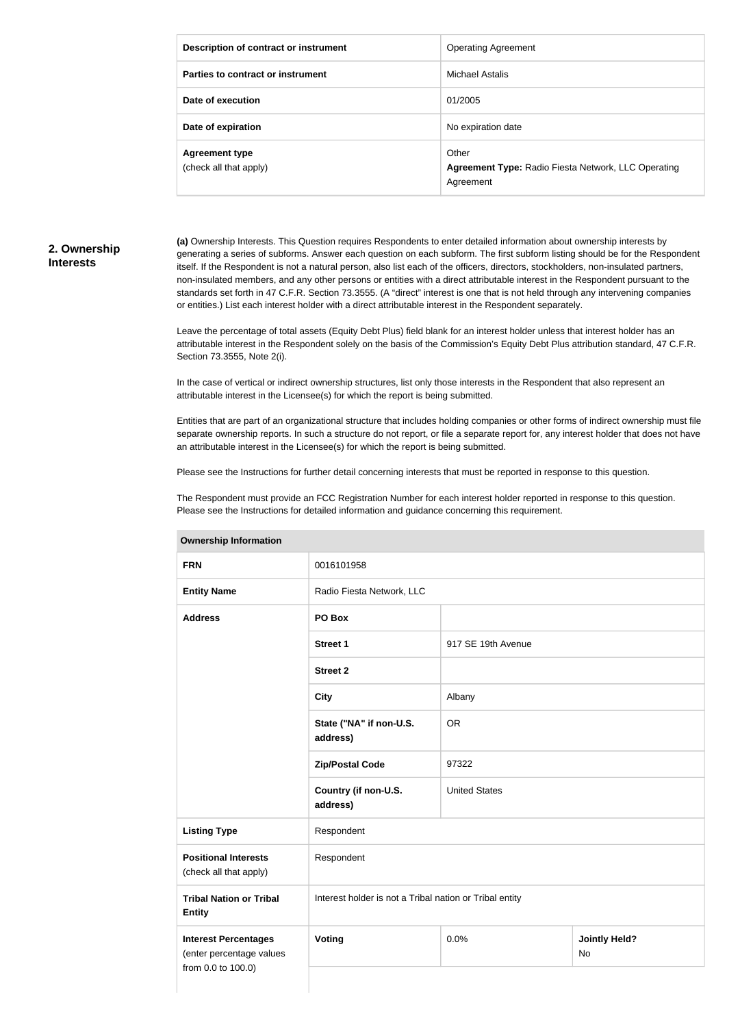| Description of contract or instrument | Operating Agreement |
|---|---|
| Parties to contract or instrument | Michael Astalis |
| Date of execution | 01/2005 |
| Date of expiration | No expiration date |
| Agreement type (check all that apply) | Other **Agreement Type:** Radio Fiesta Network, LLC Operating Agreement |

## 2. Ownership Interests

**(a)** Ownership Interests. This Question requires Respondents to enter detailed information about ownership interests by generating a series of subforms. Answer each question on each subform. The first subform listing should be for the Respondent itself. If the Respondent is not a natural person, also list each of the officers, directors, stockholders, non-insulated partners, non-insulated members, and any other persons or entities with a direct attributable interest in the Respondent pursuant to the standards set forth in 47 C.F.R. Section 73.3555. (A "direct" interest is one that is not held through any intervening companies or entities.) List each interest holder with a direct attributable interest in the Respondent separately.

Leave the percentage of total assets (Equity Debt Plus) field blank for an interest holder unless that interest holder has an attributable interest in the Respondent solely on the basis of the Commission's Equity Debt Plus attribution standard, 47 C.F.R. Section 73.3555, Note 2(i).

In the case of vertical or indirect ownership structures, list only those interests in the Respondent that also represent an attributable interest in the Licensee(s) for which the report is being submitted.

Entities that are part of an organizational structure that includes holding companies or other forms of indirect ownership must file separate ownership reports. In such a structure do not report, or file a separate report for, any interest holder that does not have an attributable interest in the Licensee(s) for which the report is being submitted.

Please see the Instructions for further detail concerning interests that must be reported in response to this question.

The Respondent must provide an FCC Registration Number for each interest holder reported in response to this question. Please see the Instructions for detailed information and guidance concerning this requirement.

| Ownership Information | | | |
|---|---|---|---|
| **FRN** | 0016101958 | | |
| **Entity Name** | Radio Fiesta Network, LLC | | |
| **Address** | **PO Box** | | |
| | **Street 1** | 917 SE 19th Avenue | |
| | **Street 2** | | |
| | **City** | Albany | |
| | **State ("NA" if non-U.S. address)** | OR | |
| | **Zip/Postal Code** | 97322 | |
| | **Country (if non-U.S. address)** | United States | |
| **Listing Type** | Respondent | | |
| **Positional Interests** (check all that apply) | Respondent | | |
| **Tribal Nation or Tribal Entity** | Interest holder is not a Tribal nation or Tribal entity | | |
| **Interest Percentages** (enter percentage values from 0.0 to 100.0) | **Voting** | 0.0% | **Jointly Held?** No |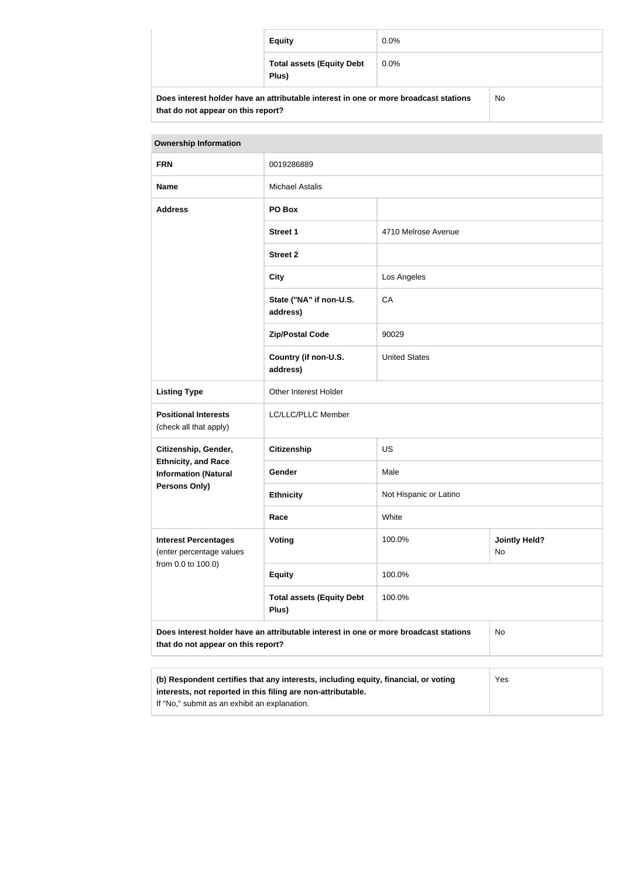| | | | |
|---|---|---|---|
| | **Equity** | 0.0% | |
| | **Total assets (Equity Debt Plus)** | 0.0% | |
| **Does interest holder have an attributable interest in one or more broadcast stations that do not appear on this report?** | | | No |

| **Ownership Information** | | | |
|---|---|---|---|
| **FRN** | 0019286889 | | |
| **Name** | Michael Astalis | | |
| **Address** | **PO Box** | | |
| | **Street 1** | 4710 Melrose Avenue | |
| | **Street 2** | | |
| | **City** | Los Angeles | |
| | **State ("NA" if non-U.S. address)** | CA | |
| | **Zip/Postal Code** | 90029 | |
| | **Country (if non-U.S. address)** | United States | |
| **Listing Type** | Other Interest Holder | | |
| **Positional Interests** (check all that apply) | LC/LLC/PLLC Member | | |
| **Citizenship, Gender, Ethnicity, and Race Information (Natural Persons Only)** | **Citizenship** | US | |
| | **Gender** | Male | |
| | **Ethnicity** | Not Hispanic or Latino | |
| | **Race** | White | |
| **Interest Percentages** (enter percentage values from 0.0 to 100.0) | **Voting** | 100.0% | **Jointly Held?** No |
| | **Equity** | 100.0% | |
| | **Total assets (Equity Debt Plus)** | 100.0% | |
| **Does interest holder have an attributable interest in one or more broadcast stations that do not appear on this report?** | | | No |

| | |
|---|---|
| **(b) Respondent certifies that any interests, including equity, financial, or voting interests, not reported in this filing are non-attributable.** If "No," submit as an exhibit an explanation. | Yes |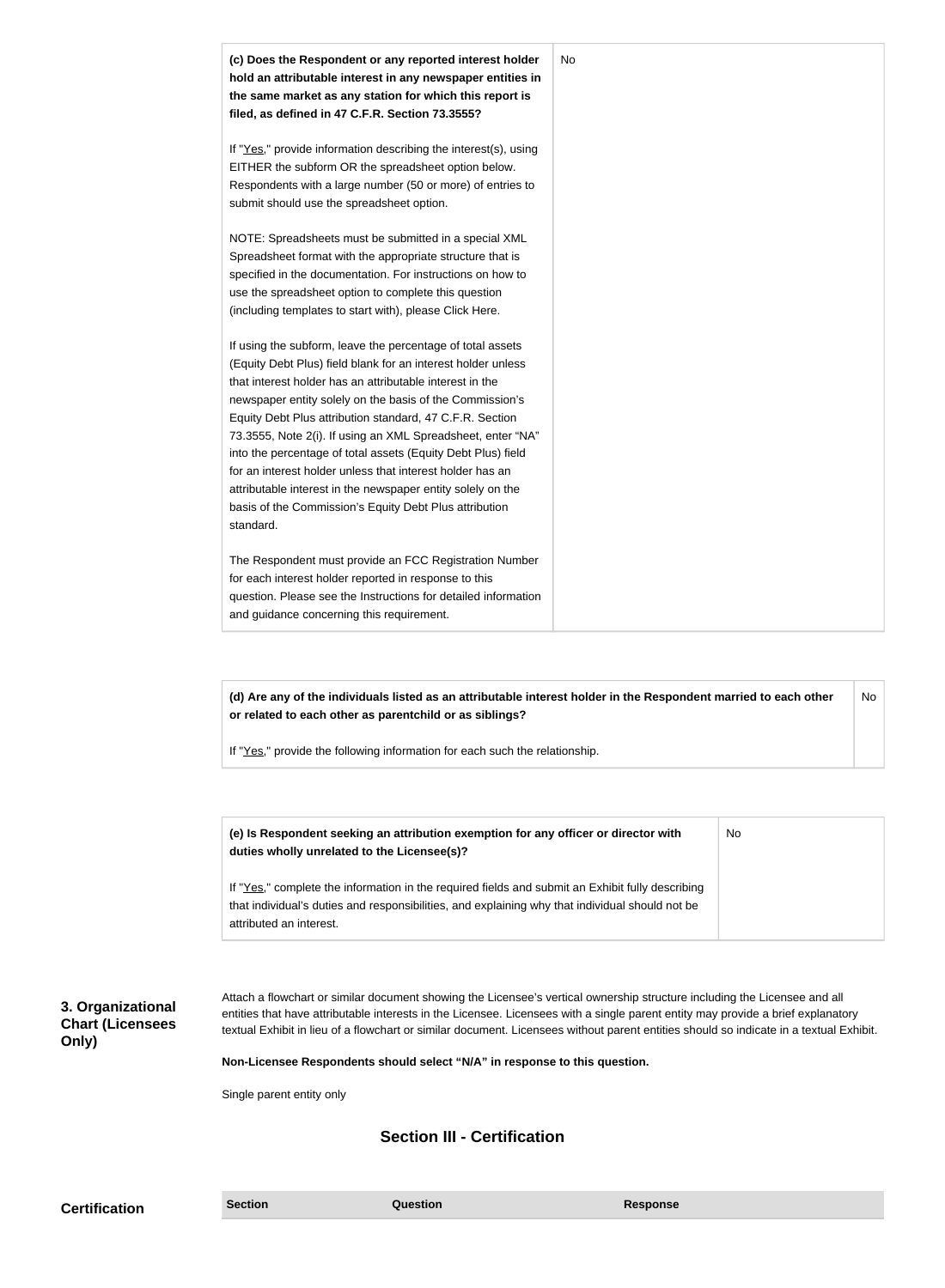| (c) Does the Respondent or any reported interest holder hold an attributable interest in any newspaper entities in the same market as any station for which this report is filed, as defined in 47 C.F.R. Section 73.3555?<br><br>If "Yes," provide information describing the interest(s), using EITHER the subform OR the spreadsheet option below. Respondents with a large number (50 or more) of entries to submit should use the spreadsheet option.<br><br>NOTE: Spreadsheets must be submitted in a special XML Spreadsheet format with the appropriate structure that is specified in the documentation. For instructions on how to use the spreadsheet option to complete this question (including templates to start with), please Click Here.<br><br>If using the subform, leave the percentage of total assets (Equity Debt Plus) field blank for an interest holder unless that interest holder has an attributable interest in the newspaper entity solely on the basis of the Commission's Equity Debt Plus attribution standard, 47 C.F.R. Section 73.3555, Note 2(i). If using an XML Spreadsheet, enter "NA" into the percentage of total assets (Equity Debt Plus) field for an interest holder unless that interest holder has an attributable interest in the newspaper entity solely on the basis of the Commission's Equity Debt Plus attribution standard.<br><br>The Respondent must provide an FCC Registration Number for each interest holder reported in response to this question. Please see the Instructions for detailed information and guidance concerning this requirement. | No |
|---|---|

| (d) Are any of the individuals listed as an attributable interest holder in the Respondent married to each other or related to each other as parentchild or as siblings?<br><br>If "Yes," provide the following information for each such the relationship. | No |
|---|---|

| (e) Is Respondent seeking an attribution exemption for any officer or director with duties wholly unrelated to the Licensee(s)?<br><br>If "Yes," complete the information in the required fields and submit an Exhibit fully describing that individual's duties and responsibilities, and explaining why that individual should not be attributed an interest. | No |
|---|---|

**3. Organizational Chart (Licensees Only)**

Attach a flowchart or similar document showing the Licensee's vertical ownership structure including the Licensee and all entities that have attributable interests in the Licensee. Licensees with a single parent entity may provide a brief explanatory textual Exhibit in lieu of a flowchart or similar document. Licensees without parent entities should so indicate in a textual Exhibit.

**Non-Licensee Respondents should select "N/A" in response to this question.**

Single parent entity only

## Section III - Certification

**Certification**

| Section | Question | Response |
|---|---|---|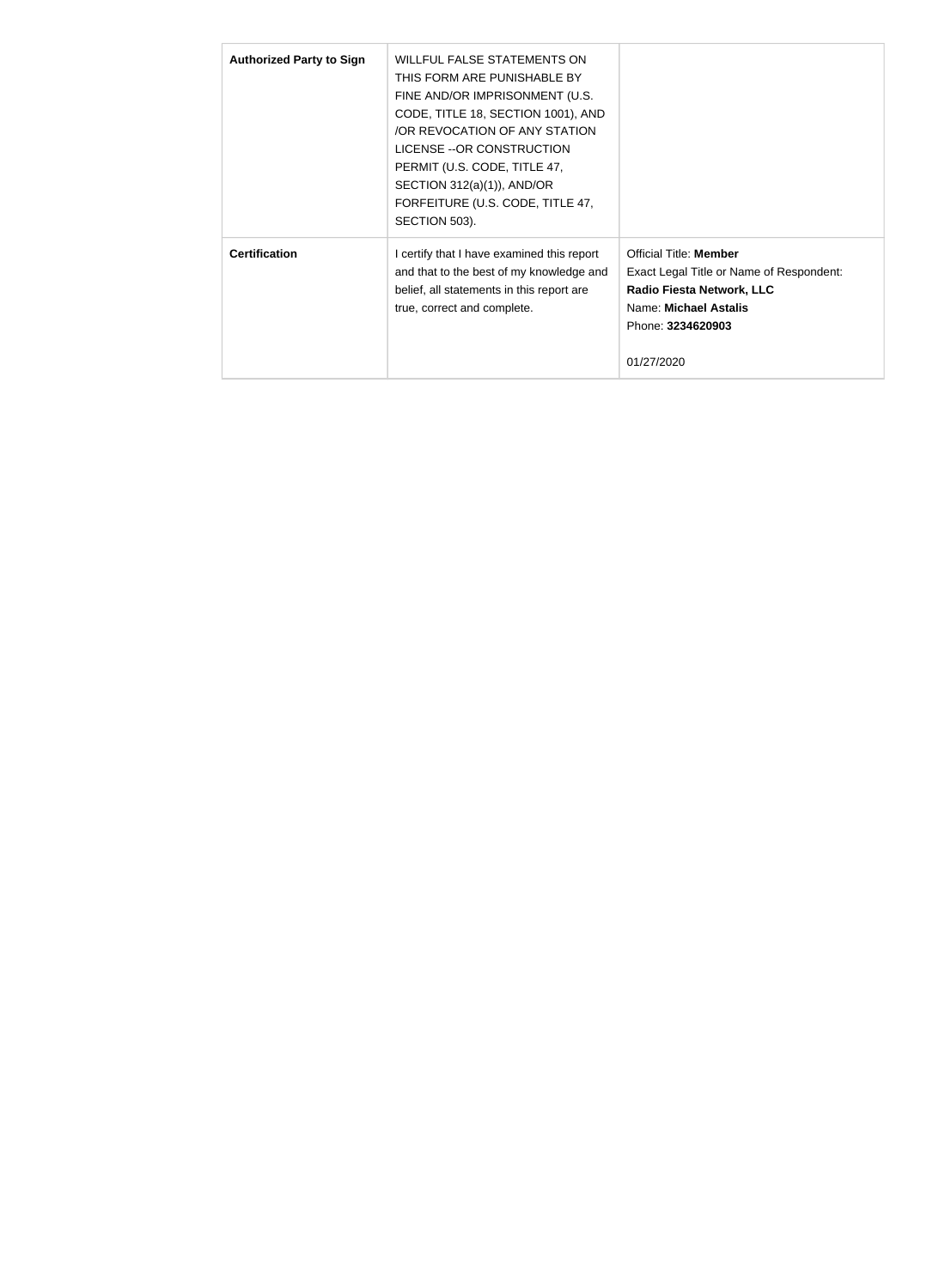| | | |
|---|---|---|
| **Authorized Party to Sign** | WILLFUL FALSE STATEMENTS ON THIS FORM ARE PUNISHABLE BY FINE AND/OR IMPRISONMENT (U.S. CODE, TITLE 18, SECTION 1001), AND /OR REVOCATION OF ANY STATION LICENSE --OR CONSTRUCTION PERMIT (U.S. CODE, TITLE 47, SECTION 312(a)(1)), AND/OR FORFEITURE (U.S. CODE, TITLE 47, SECTION 503). | |
| **Certification** | I certify that I have examined this report and that to the best of my knowledge and belief, all statements in this report are true, correct and complete. | Official Title: **Member**<br>Exact Legal Title or Name of Respondent: **Radio Fiesta Network, LLC**<br>Name: **Michael Astalis**<br>Phone: **3234620903**<br><br>01/27/2020 |